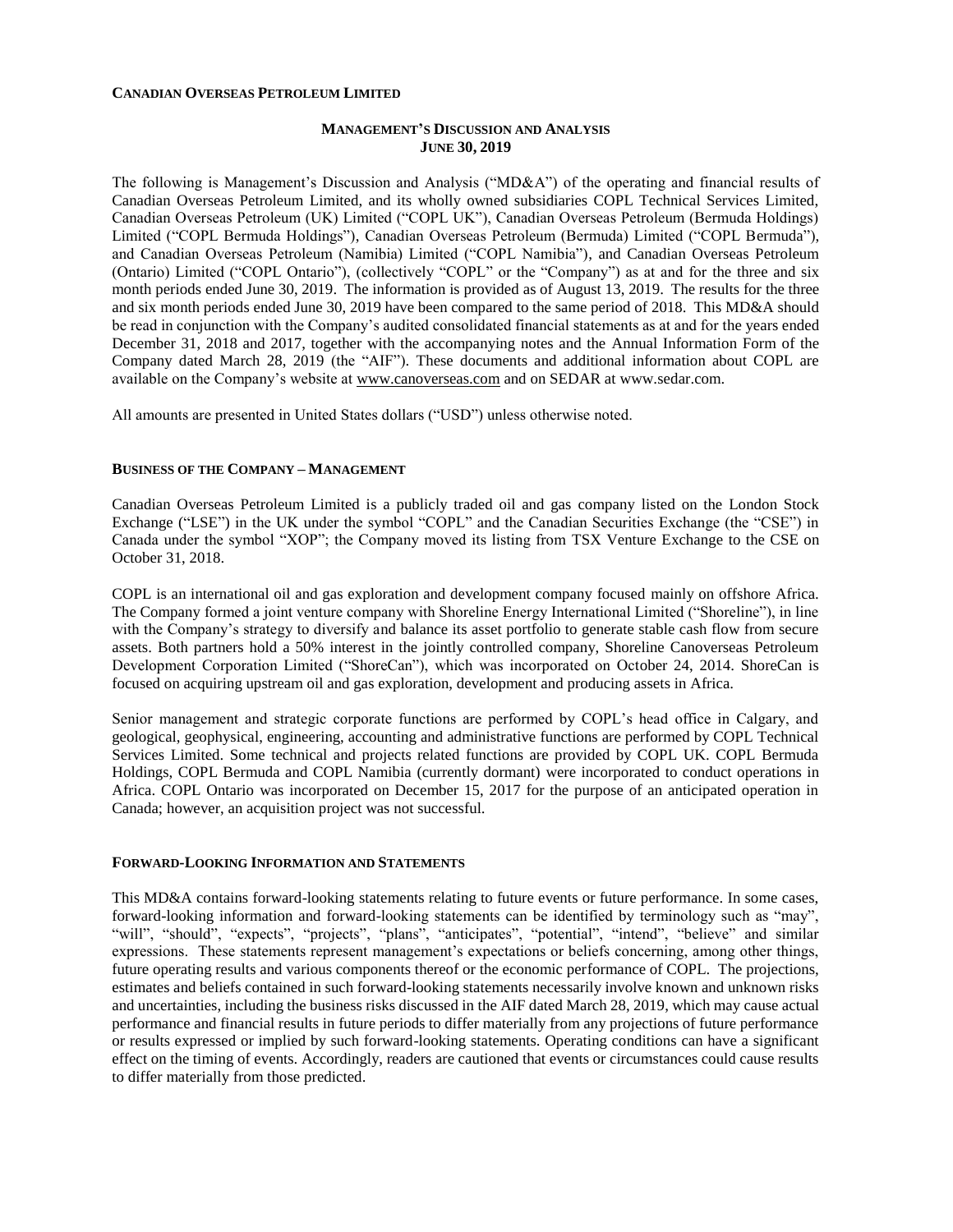**CANADIAN OVERSEAS PETROLEUM LIMITED**

## MANAGEMENT'S DISCUSSION AND ANALYSIS
## JUNE 30, 2019

The following is Management's Discussion and Analysis ("MD&A") of the operating and financial results of Canadian Overseas Petroleum Limited, and its wholly owned subsidiaries COPL Technical Services Limited, Canadian Overseas Petroleum (UK) Limited ("COPL UK"), Canadian Overseas Petroleum (Bermuda Holdings) Limited ("COPL Bermuda Holdings"), Canadian Overseas Petroleum (Bermuda) Limited ("COPL Bermuda"), and Canadian Overseas Petroleum (Namibia) Limited ("COPL Namibia"), and Canadian Overseas Petroleum (Ontario) Limited ("COPL Ontario"), (collectively "COPL" or the "Company") as at and for the three and six month periods ended June 30, 2019. The information is provided as of August 13, 2019. The results for the three and six month periods ended June 30, 2019 have been compared to the same period of 2018. This MD&A should be read in conjunction with the Company's audited consolidated financial statements as at and for the years ended December 31, 2018 and 2017, together with the accompanying notes and the Annual Information Form of the Company dated March 28, 2019 (the "AIF"). These documents and additional information about COPL are available on the Company's website at www.canoverseas.com and on SEDAR at www.sedar.com.

All amounts are presented in United States dollars ("USD") unless otherwise noted.

### BUSINESS OF THE COMPANY – MANAGEMENT

Canadian Overseas Petroleum Limited is a publicly traded oil and gas company listed on the London Stock Exchange ("LSE") in the UK under the symbol "COPL" and the Canadian Securities Exchange (the "CSE") in Canada under the symbol "XOP"; the Company moved its listing from TSX Venture Exchange to the CSE on October 31, 2018.

COPL is an international oil and gas exploration and development company focused mainly on offshore Africa. The Company formed a joint venture company with Shoreline Energy International Limited ("Shoreline"), in line with the Company's strategy to diversify and balance its asset portfolio to generate stable cash flow from secure assets. Both partners hold a 50% interest in the jointly controlled company, Shoreline Canoverseas Petroleum Development Corporation Limited ("ShoreCan"), which was incorporated on October 24, 2014. ShoreCan is focused on acquiring upstream oil and gas exploration, development and producing assets in Africa.

Senior management and strategic corporate functions are performed by COPL's head office in Calgary, and geological, geophysical, engineering, accounting and administrative functions are performed by COPL Technical Services Limited. Some technical and projects related functions are provided by COPL UK. COPL Bermuda Holdings, COPL Bermuda and COPL Namibia (currently dormant) were incorporated to conduct operations in Africa. COPL Ontario was incorporated on December 15, 2017 for the purpose of an anticipated operation in Canada; however, an acquisition project was not successful.

### FORWARD-LOOKING INFORMATION AND STATEMENTS

This MD&A contains forward-looking statements relating to future events or future performance. In some cases, forward-looking information and forward-looking statements can be identified by terminology such as "may", "will", "should", "expects", "projects", "plans", "anticipates", "potential", "intend", "believe" and similar expressions. These statements represent management's expectations or beliefs concerning, among other things, future operating results and various components thereof or the economic performance of COPL. The projections, estimates and beliefs contained in such forward-looking statements necessarily involve known and unknown risks and uncertainties, including the business risks discussed in the AIF dated March 28, 2019, which may cause actual performance and financial results in future periods to differ materially from any projections of future performance or results expressed or implied by such forward-looking statements. Operating conditions can have a significant effect on the timing of events. Accordingly, readers are cautioned that events or circumstances could cause results to differ materially from those predicted.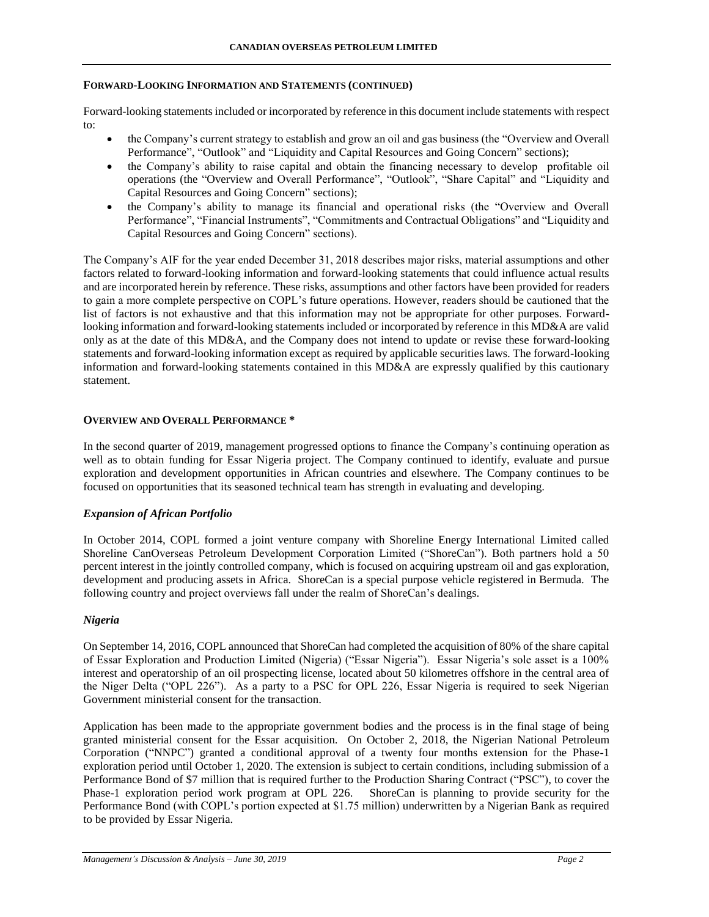## FORWARD-LOOKING INFORMATION AND STATEMENTS (CONTINUED)

Forward-looking statements included or incorporated by reference in this document include statements with respect to:

- the Company's current strategy to establish and grow an oil and gas business (the "Overview and Overall Performance", "Outlook" and "Liquidity and Capital Resources and Going Concern" sections);
- the Company's ability to raise capital and obtain the financing necessary to develop profitable oil operations (the "Overview and Overall Performance", "Outlook", "Share Capital" and "Liquidity and Capital Resources and Going Concern" sections);
- the Company's ability to manage its financial and operational risks (the "Overview and Overall Performance", "Financial Instruments", "Commitments and Contractual Obligations" and "Liquidity and Capital Resources and Going Concern" sections).

The Company's AIF for the year ended December 31, 2018 describes major risks, material assumptions and other factors related to forward-looking information and forward-looking statements that could influence actual results and are incorporated herein by reference. These risks, assumptions and other factors have been provided for readers to gain a more complete perspective on COPL's future operations. However, readers should be cautioned that the list of factors is not exhaustive and that this information may not be appropriate for other purposes. Forward-looking information and forward-looking statements included or incorporated by reference in this MD&A are valid only as at the date of this MD&A, and the Company does not intend to update or revise these forward-looking statements and forward-looking information except as required by applicable securities laws. The forward-looking information and forward-looking statements contained in this MD&A are expressly qualified by this cautionary statement.

## OVERVIEW AND OVERALL PERFORMANCE *

In the second quarter of 2019, management progressed options to finance the Company's continuing operation as well as to obtain funding for Essar Nigeria project. The Company continued to identify, evaluate and pursue exploration and development opportunities in African countries and elsewhere. The Company continues to be focused on opportunities that its seasoned technical team has strength in evaluating and developing.

### *Expansion of African Portfolio*

In October 2014, COPL formed a joint venture company with Shoreline Energy International Limited called Shoreline CanOverseas Petroleum Development Corporation Limited ("ShoreCan"). Both partners hold a 50 percent interest in the jointly controlled company, which is focused on acquiring upstream oil and gas exploration, development and producing assets in Africa. ShoreCan is a special purpose vehicle registered in Bermuda. The following country and project overviews fall under the realm of ShoreCan's dealings.

### *Nigeria*

On September 14, 2016, COPL announced that ShoreCan had completed the acquisition of 80% of the share capital of Essar Exploration and Production Limited (Nigeria) ("Essar Nigeria"). Essar Nigeria's sole asset is a 100% interest and operatorship of an oil prospecting license, located about 50 kilometres offshore in the central area of the Niger Delta ("OPL 226"). As a party to a PSC for OPL 226, Essar Nigeria is required to seek Nigerian Government ministerial consent for the transaction.

Application has been made to the appropriate government bodies and the process is in the final stage of being granted ministerial consent for the Essar acquisition. On October 2, 2018, the Nigerian National Petroleum Corporation ("NNPC") granted a conditional approval of a twenty four months extension for the Phase-1 exploration period until October 1, 2020. The extension is subject to certain conditions, including submission of a Performance Bond of $7 million that is required further to the Production Sharing Contract ("PSC"), to cover the Phase-1 exploration period work program at OPL 226. ShoreCan is planning to provide security for the Performance Bond (with COPL's portion expected at $1.75 million) underwritten by a Nigerian Bank as required to be provided by Essar Nigeria.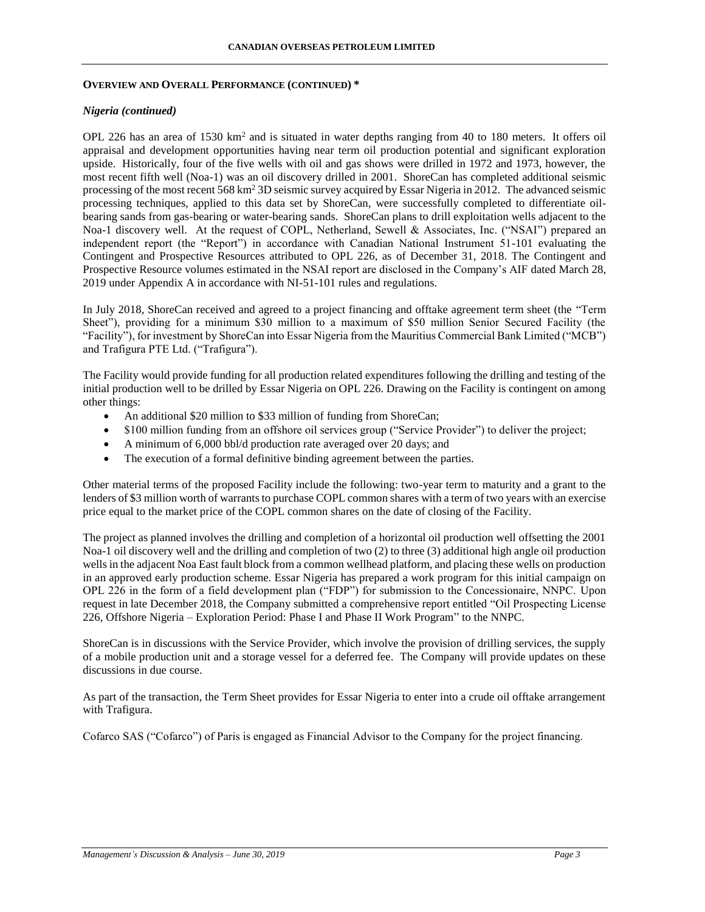## OVERVIEW AND OVERALL PERFORMANCE (CONTINUED) *

### *Nigeria (continued)*

OPL 226 has an area of 1530 km$^2$ and is situated in water depths ranging from 40 to 180 meters. It offers oil appraisal and development opportunities having near term oil production potential and significant exploration upside. Historically, four of the five wells with oil and gas shows were drilled in 1972 and 1973, however, the most recent fifth well (Noa-1) was an oil discovery drilled in 2001. ShoreCan has completed additional seismic processing of the most recent 568 km$^2$ 3D seismic survey acquired by Essar Nigeria in 2012. The advanced seismic processing techniques, applied to this data set by ShoreCan, were successfully completed to differentiate oil-bearing sands from gas-bearing or water-bearing sands. ShoreCan plans to drill exploitation wells adjacent to the Noa-1 discovery well. At the request of COPL, Netherland, Sewell & Associates, Inc. ("NSAI") prepared an independent report (the "Report") in accordance with Canadian National Instrument 51-101 evaluating the Contingent and Prospective Resources attributed to OPL 226, as of December 31, 2018. The Contingent and Prospective Resource volumes estimated in the NSAI report are disclosed in the Company's AIF dated March 28, 2019 under Appendix A in accordance with NI-51-101 rules and regulations.

In July 2018, ShoreCan received and agreed to a project financing and offtake agreement term sheet (the "Term Sheet"), providing for a minimum $30 million to a maximum of $50 million Senior Secured Facility (the "Facility"), for investment by ShoreCan into Essar Nigeria from the Mauritius Commercial Bank Limited ("MCB") and Trafigura PTE Ltd. ("Trafigura").

The Facility would provide funding for all production related expenditures following the drilling and testing of the initial production well to be drilled by Essar Nigeria on OPL 226. Drawing on the Facility is contingent on among other things:

- An additional $20 million to $33 million of funding from ShoreCan;
- $100 million funding from an offshore oil services group ("Service Provider") to deliver the project;
- A minimum of 6,000 bbl/d production rate averaged over 20 days; and
- The execution of a formal definitive binding agreement between the parties.

Other material terms of the proposed Facility include the following: two-year term to maturity and a grant to the lenders of $3 million worth of warrants to purchase COPL common shares with a term of two years with an exercise price equal to the market price of the COPL common shares on the date of closing of the Facility.

The project as planned involves the drilling and completion of a horizontal oil production well offsetting the 2001 Noa-1 oil discovery well and the drilling and completion of two (2) to three (3) additional high angle oil production wells in the adjacent Noa East fault block from a common wellhead platform, and placing these wells on production in an approved early production scheme. Essar Nigeria has prepared a work program for this initial campaign on OPL 226 in the form of a field development plan ("FDP") for submission to the Concessionaire, NNPC. Upon request in late December 2018, the Company submitted a comprehensive report entitled "Oil Prospecting License 226, Offshore Nigeria – Exploration Period: Phase I and Phase II Work Program" to the NNPC.

ShoreCan is in discussions with the Service Provider, which involve the provision of drilling services, the supply of a mobile production unit and a storage vessel for a deferred fee. The Company will provide updates on these discussions in due course.

As part of the transaction, the Term Sheet provides for Essar Nigeria to enter into a crude oil offtake arrangement with Trafigura.

Cofarco SAS ("Cofarco") of Paris is engaged as Financial Advisor to the Company for the project financing.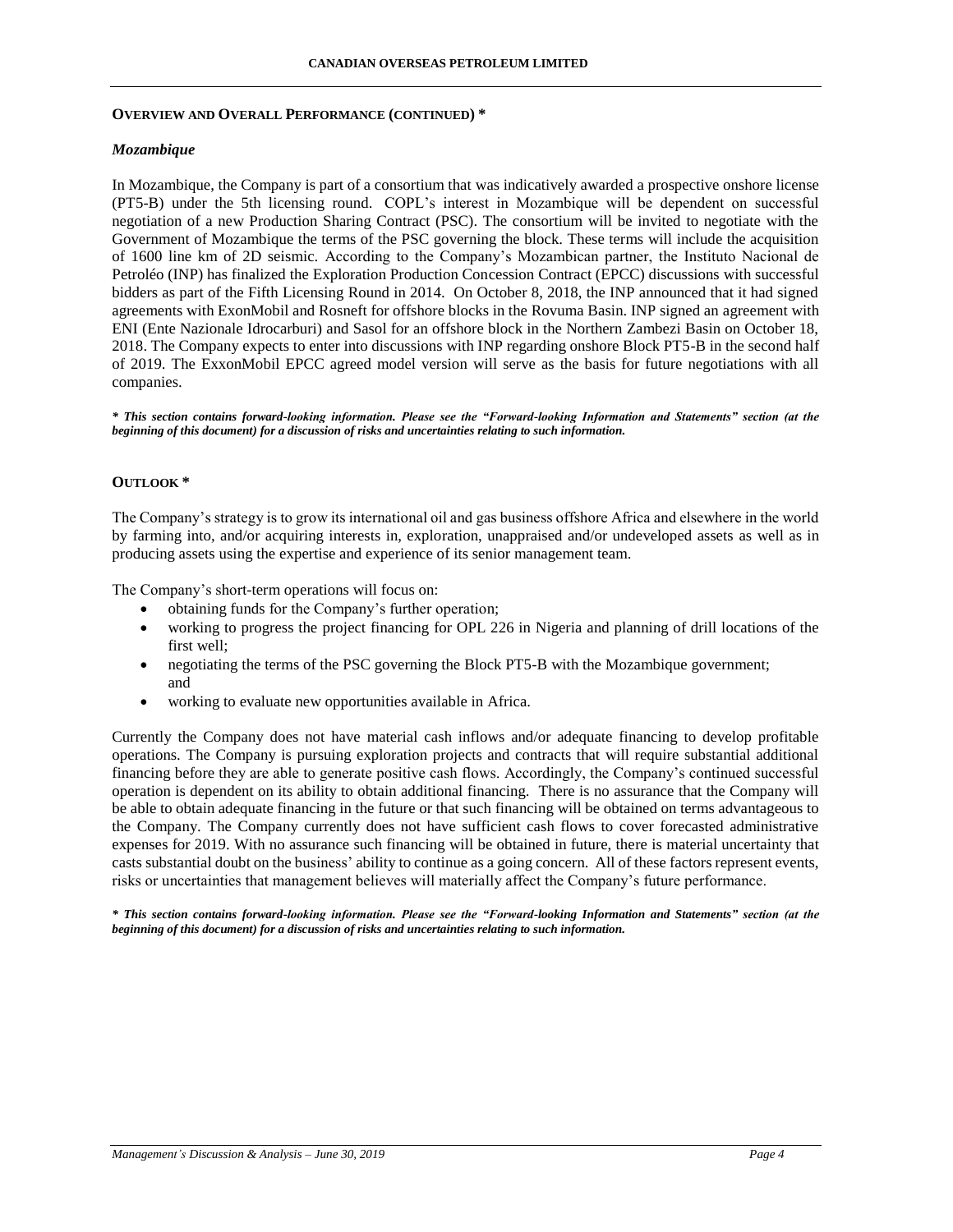## OVERVIEW AND OVERALL PERFORMANCE (CONTINUED) *

### *Mozambique*

In Mozambique, the Company is part of a consortium that was indicatively awarded a prospective onshore license (PT5-B) under the 5th licensing round. COPL's interest in Mozambique will be dependent on successful negotiation of a new Production Sharing Contract (PSC). The consortium will be invited to negotiate with the Government of Mozambique the terms of the PSC governing the block. These terms will include the acquisition of 1600 line km of 2D seismic. According to the Company's Mozambican partner, the Instituto Nacional de Petroléo (INP) has finalized the Exploration Production Concession Contract (EPCC) discussions with successful bidders as part of the Fifth Licensing Round in 2014. On October 8, 2018, the INP announced that it had signed agreements with ExonMobil and Rosneft for offshore blocks in the Rovuma Basin. INP signed an agreement with ENI (Ente Nazionale Idrocarburi) and Sasol for an offshore block in the Northern Zambezi Basin on October 18, 2018. The Company expects to enter into discussions with INP regarding onshore Block PT5-B in the second half of 2019. The ExxonMobil EPCC agreed model version will serve as the basis for future negotiations with all companies.

***\* This section contains forward-looking information. Please see the "Forward-looking Information and Statements" section (at the beginning of this document) for a discussion of risks and uncertainties relating to such information.***

## OUTLOOK *

The Company's strategy is to grow its international oil and gas business offshore Africa and elsewhere in the world by farming into, and/or acquiring interests in, exploration, unappraised and/or undeveloped assets as well as in producing assets using the expertise and experience of its senior management team.

The Company's short-term operations will focus on:

- obtaining funds for the Company's further operation;
- working to progress the project financing for OPL 226 in Nigeria and planning of drill locations of the first well;
- negotiating the terms of the PSC governing the Block PT5-B with the Mozambique government; and
- working to evaluate new opportunities available in Africa.

Currently the Company does not have material cash inflows and/or adequate financing to develop profitable operations. The Company is pursuing exploration projects and contracts that will require substantial additional financing before they are able to generate positive cash flows. Accordingly, the Company's continued successful operation is dependent on its ability to obtain additional financing. There is no assurance that the Company will be able to obtain adequate financing in the future or that such financing will be obtained on terms advantageous to the Company. The Company currently does not have sufficient cash flows to cover forecasted administrative expenses for 2019. With no assurance such financing will be obtained in future, there is material uncertainty that casts substantial doubt on the business' ability to continue as a going concern. All of these factors represent events, risks or uncertainties that management believes will materially affect the Company's future performance.

***\* This section contains forward-looking information. Please see the "Forward-looking Information and Statements" section (at the beginning of this document) for a discussion of risks and uncertainties relating to such information.***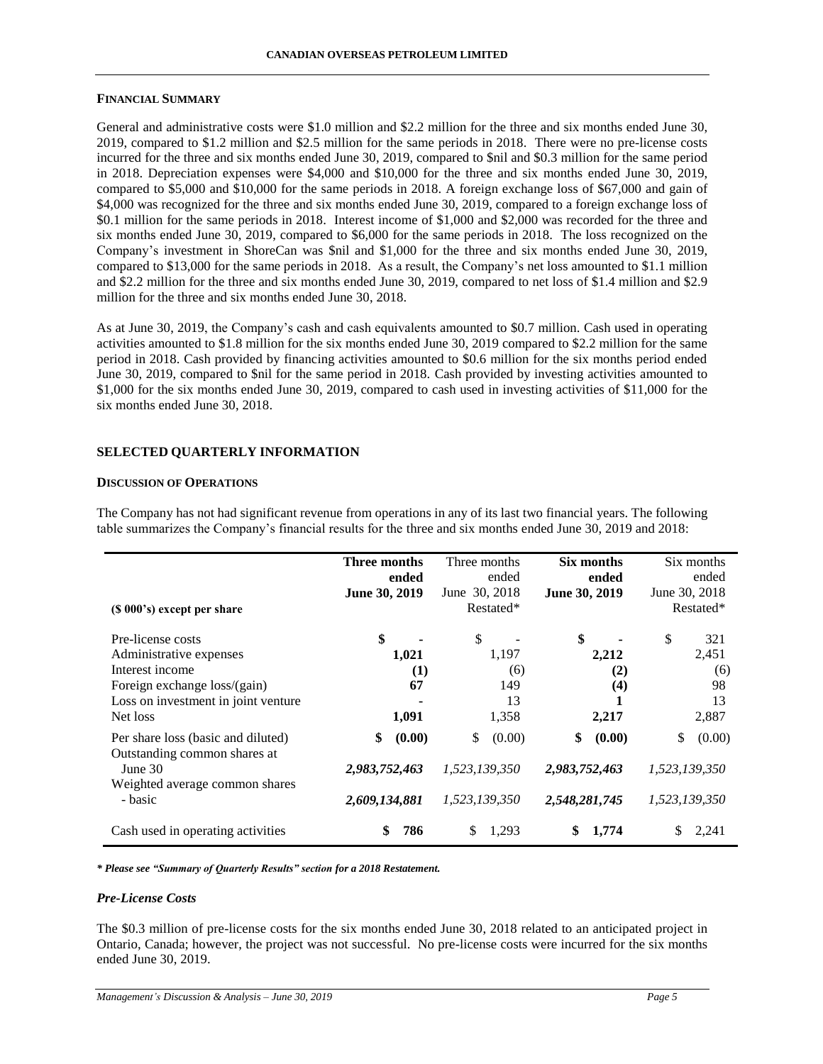## FINANCIAL SUMMARY

General and administrative costs were \$1.0 million and \$2.2 million for the three and six months ended June 30, 2019, compared to \$1.2 million and \$2.5 million for the same periods in 2018. There were no pre-license costs incurred for the three and six months ended June 30, 2019, compared to \$nil and \$0.3 million for the same period in 2018. Depreciation expenses were \$4,000 and \$10,000 for the three and six months ended June 30, 2019, compared to \$5,000 and \$10,000 for the same periods in 2018. A foreign exchange loss of \$67,000 and gain of \$4,000 was recognized for the three and six months ended June 30, 2019, compared to a foreign exchange loss of \$0.1 million for the same periods in 2018. Interest income of \$1,000 and \$2,000 was recorded for the three and six months ended June 30, 2019, compared to \$6,000 for the same periods in 2018. The loss recognized on the Company's investment in ShoreCan was \$nil and \$1,000 for the three and six months ended June 30, 2019, compared to \$13,000 for the same periods in 2018. As a result, the Company's net loss amounted to \$1.1 million and \$2.2 million for the three and six months ended June 30, 2019, compared to net loss of \$1.4 million and \$2.9 million for the three and six months ended June 30, 2018.

As at June 30, 2019, the Company's cash and cash equivalents amounted to \$0.7 million. Cash used in operating activities amounted to \$1.8 million for the six months ended June 30, 2019 compared to \$2.2 million for the same period in 2018. Cash provided by financing activities amounted to \$0.6 million for the six months period ended June 30, 2019, compared to \$nil for the same period in 2018. Cash provided by investing activities amounted to \$1,000 for the six months ended June 30, 2019, compared to cash used in investing activities of \$11,000 for the six months ended June 30, 2018.

## SELECTED QUARTERLY INFORMATION

### DISCUSSION OF OPERATIONS

The Company has not had significant revenue from operations in any of its last two financial years. The following table summarizes the Company's financial results for the three and six months ended June 30, 2019 and 2018:

| (\$ 000's) except per share | **Three months ended June 30, 2019** | Three months ended June 30, 2018 Restated* | **Six months ended June 30, 2019** | Six months ended June 30, 2018 Restated* |
|---|---|---|---|---|
| Pre-license costs | **\$ -** | \$ - | **\$ -** | \$ 321 |
| Administrative expenses | **1,021** | 1,197 | **2,212** | 2,451 |
| Interest income | **(1)** | (6) | **(2)** | (6) |
| Foreign exchange loss/(gain) | **67** | 149 | **(4)** | 98 |
| Loss on investment in joint venture | **-** | 13 | **1** | 13 |
| Net loss | **1,091** | 1,358 | **2,217** | 2,887 |
| Per share loss (basic and diluted) | **\$ (0.00)** | \$ (0.00) | **\$ (0.00)** | \$ (0.00) |
| Outstanding common shares at June 30 | ***2,983,752,463*** | *1,523,139,350* | ***2,983,752,463*** | *1,523,139,350* |
| Weighted average common shares - basic | ***2,609,134,881*** | *1,523,139,350* | ***2,548,281,745*** | *1,523,139,350* |
| Cash used in operating activities | **\$ 786** | \$ 1,293 | **\$ 1,774** | \$ 2,241 |

***\* Please see "Summary of Quarterly Results" section for a 2018 Restatement.***

### *Pre-License Costs*

The \$0.3 million of pre-license costs for the six months ended June 30, 2018 related to an anticipated project in Ontario, Canada; however, the project was not successful. No pre-license costs were incurred for the six months ended June 30, 2019.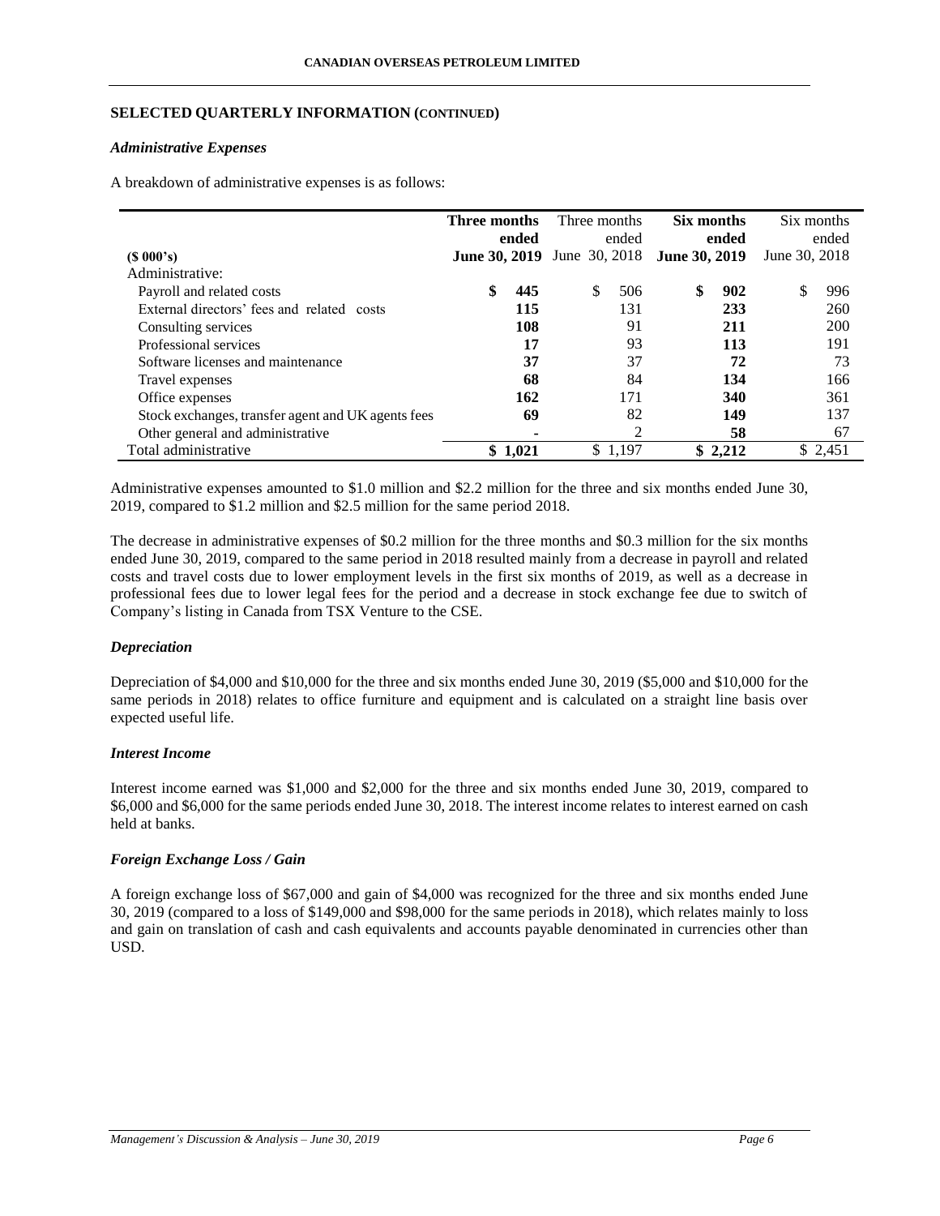## SELECTED QUARTERLY INFORMATION (CONTINUED)

### *Administrative Expenses*

A breakdown of administrative expenses is as follows:

| ($ 000's) | **Three months ended June 30, 2019** | Three months ended June 30, 2018 | **Six months ended June 30, 2019** | Six months ended June 30, 2018 |
|---|---|---|---|---|
| Administrative: | | | | |
| Payroll and related costs | **$ 445** | $ 506 | **$ 902** | $ 996 |
| External directors' fees and related costs | **115** | 131 | **233** | 260 |
| Consulting services | **108** | 91 | **211** | 200 |
| Professional services | **17** | 93 | **113** | 191 |
| Software licenses and maintenance | **37** | 37 | **72** | 73 |
| Travel expenses | **68** | 84 | **134** | 166 |
| Office expenses | **162** | 171 | **340** | 361 |
| Stock exchanges, transfer agent and UK agents fees | **69** | 82 | **149** | 137 |
| Other general and administrative | **-** | 2 | **58** | 67 |
| Total administrative | **$ 1,021** | $ 1,197 | **$ 2,212** | $ 2,451 |

Administrative expenses amounted to $1.0 million and $2.2 million for the three and six months ended June 30, 2019, compared to $1.2 million and $2.5 million for the same period 2018.

The decrease in administrative expenses of $0.2 million for the three months and $0.3 million for the six months ended June 30, 2019, compared to the same period in 2018 resulted mainly from a decrease in payroll and related costs and travel costs due to lower employment levels in the first six months of 2019, as well as a decrease in professional fees due to lower legal fees for the period and a decrease in stock exchange fee due to switch of Company's listing in Canada from TSX Venture to the CSE.

### *Depreciation*

Depreciation of $4,000 and $10,000 for the three and six months ended June 30, 2019 ($5,000 and $10,000 for the same periods in 2018) relates to office furniture and equipment and is calculated on a straight line basis over expected useful life.

### *Interest Income*

Interest income earned was $1,000 and $2,000 for the three and six months ended June 30, 2019, compared to $6,000 and $6,000 for the same periods ended June 30, 2018. The interest income relates to interest earned on cash held at banks.

### *Foreign Exchange Loss / Gain*

A foreign exchange loss of $67,000 and gain of $4,000 was recognized for the three and six months ended June 30, 2019 (compared to a loss of $149,000 and $98,000 for the same periods in 2018), which relates mainly to loss and gain on translation of cash and cash equivalents and accounts payable denominated in currencies other than USD.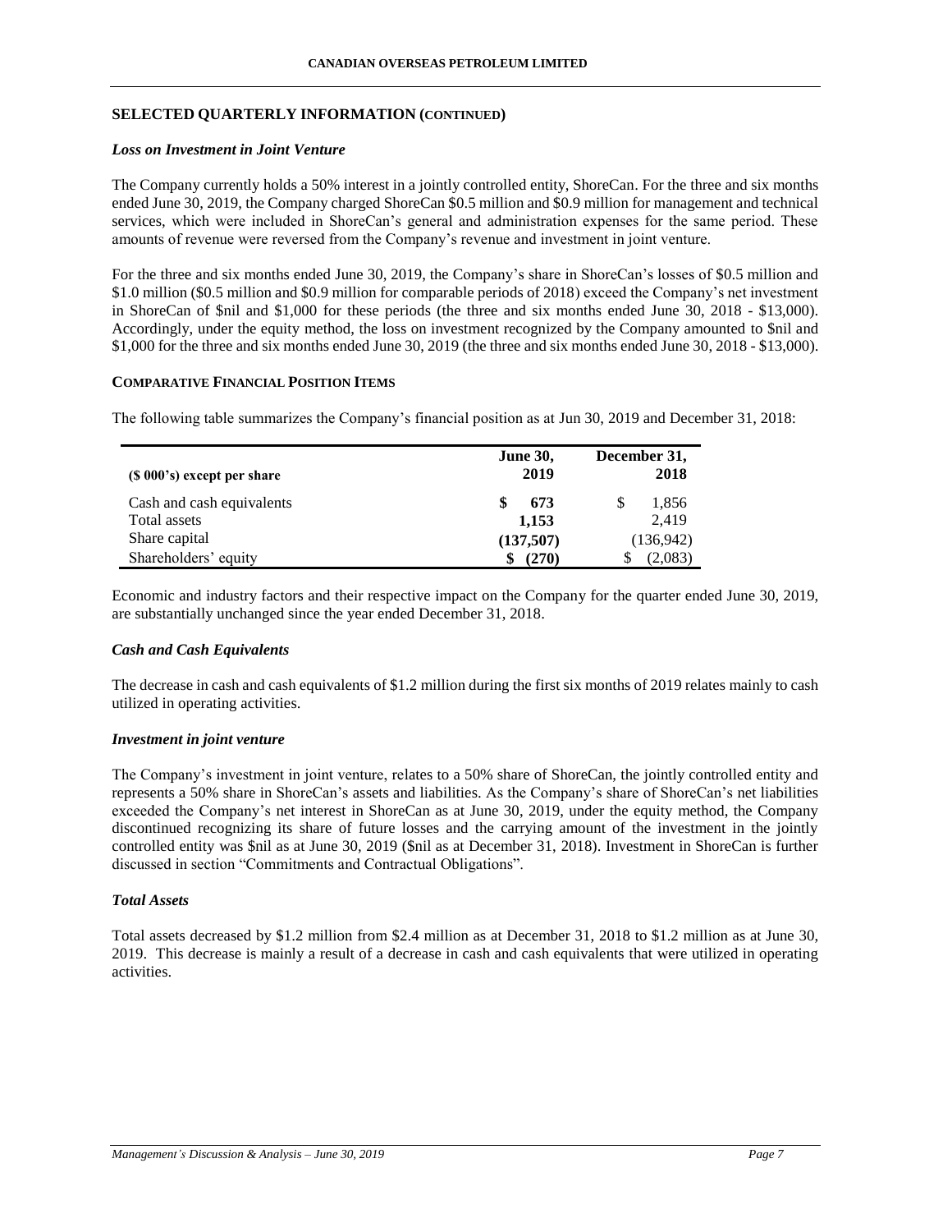## SELECTED QUARTERLY INFORMATION (CONTINUED)

### *Loss on Investment in Joint Venture*

The Company currently holds a 50% interest in a jointly controlled entity, ShoreCan. For the three and six months ended June 30, 2019, the Company charged ShoreCan $0.5 million and $0.9 million for management and technical services, which were included in ShoreCan's general and administration expenses for the same period. These amounts of revenue were reversed from the Company's revenue and investment in joint venture.

For the three and six months ended June 30, 2019, the Company's share in ShoreCan's losses of $0.5 million and $1.0 million ($0.5 million and $0.9 million for comparable periods of 2018) exceed the Company's net investment in ShoreCan of $nil and $1,000 for these periods (the three and six months ended June 30, 2018 - $13,000). Accordingly, under the equity method, the loss on investment recognized by the Company amounted to $nil and $1,000 for the three and six months ended June 30, 2019 (the three and six months ended June 30, 2018 - $13,000).

## COMPARATIVE FINANCIAL POSITION ITEMS

The following table summarizes the Company's financial position as at Jun 30, 2019 and December 31, 2018:

| ($ 000's) except per share | June 30, 2019 | December 31, 2018 |
|---|---|---|
| Cash and cash equivalents | **$ 673** | $ 1,856 |
| Total assets | **1,153** | 2,419 |
| Share capital | **(137,507)** | (136,942) |
| Shareholders' equity | **$ (270)** | $ (2,083) |

Economic and industry factors and their respective impact on the Company for the quarter ended June 30, 2019, are substantially unchanged since the year ended December 31, 2018.

### *Cash and Cash Equivalents*

The decrease in cash and cash equivalents of $1.2 million during the first six months of 2019 relates mainly to cash utilized in operating activities.

### *Investment in joint venture*

The Company's investment in joint venture, relates to a 50% share of ShoreCan, the jointly controlled entity and represents a 50% share in ShoreCan's assets and liabilities. As the Company's share of ShoreCan's net liabilities exceeded the Company's net interest in ShoreCan as at June 30, 2019, under the equity method, the Company discontinued recognizing its share of future losses and the carrying amount of the investment in the jointly controlled entity was $nil as at June 30, 2019 ($nil as at December 31, 2018). Investment in ShoreCan is further discussed in section "Commitments and Contractual Obligations".

### *Total Assets*

Total assets decreased by $1.2 million from $2.4 million as at December 31, 2018 to $1.2 million as at June 30, 2019. This decrease is mainly a result of a decrease in cash and cash equivalents that were utilized in operating activities.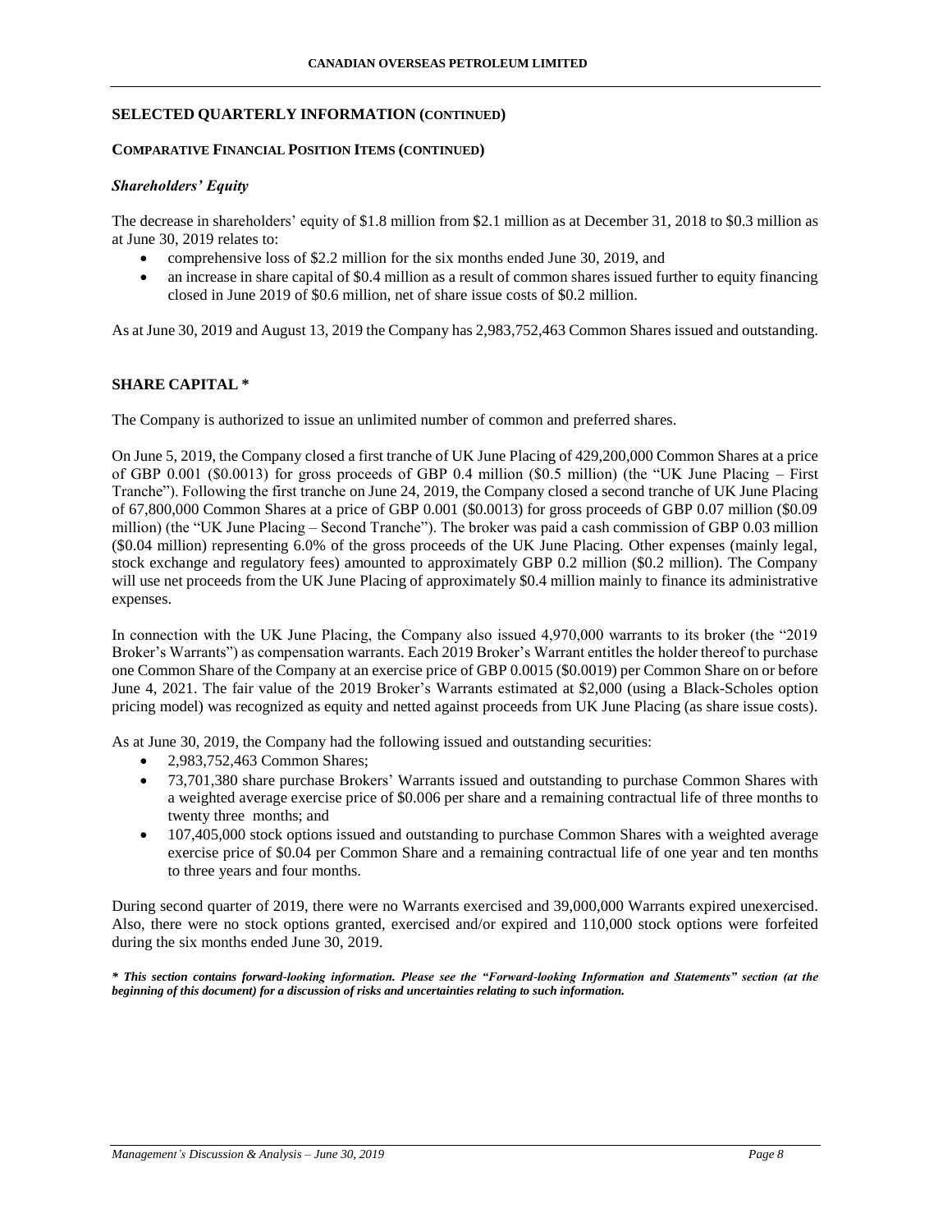## SELECTED QUARTERLY INFORMATION (CONTINUED)

### COMPARATIVE FINANCIAL POSITION ITEMS (CONTINUED)

#### *Shareholders' Equity*

The decrease in shareholders' equity of $1.8 million from $2.1 million as at December 31, 2018 to $0.3 million as at June 30, 2019 relates to:

- comprehensive loss of $2.2 million for the six months ended June 30, 2019, and
- an increase in share capital of $0.4 million as a result of common shares issued further to equity financing closed in June 2019 of $0.6 million, net of share issue costs of $0.2 million.

As at June 30, 2019 and August 13, 2019 the Company has 2,983,752,463 Common Shares issued and outstanding.

## SHARE CAPITAL *

The Company is authorized to issue an unlimited number of common and preferred shares.

On June 5, 2019, the Company closed a first tranche of UK June Placing of 429,200,000 Common Shares at a price of GBP 0.001 ($0.0013) for gross proceeds of GBP 0.4 million ($0.5 million) (the "UK June Placing – First Tranche"). Following the first tranche on June 24, 2019, the Company closed a second tranche of UK June Placing of 67,800,000 Common Shares at a price of GBP 0.001 ($0.0013) for gross proceeds of GBP 0.07 million ($0.09 million) (the "UK June Placing – Second Tranche"). The broker was paid a cash commission of GBP 0.03 million ($0.04 million) representing 6.0% of the gross proceeds of the UK June Placing. Other expenses (mainly legal, stock exchange and regulatory fees) amounted to approximately GBP 0.2 million ($0.2 million). The Company will use net proceeds from the UK June Placing of approximately $0.4 million mainly to finance its administrative expenses.

In connection with the UK June Placing, the Company also issued 4,970,000 warrants to its broker (the "2019 Broker's Warrants") as compensation warrants. Each 2019 Broker's Warrant entitles the holder thereof to purchase one Common Share of the Company at an exercise price of GBP 0.0015 ($0.0019) per Common Share on or before June 4, 2021. The fair value of the 2019 Broker's Warrants estimated at $2,000 (using a Black-Scholes option pricing model) was recognized as equity and netted against proceeds from UK June Placing (as share issue costs).

As at June 30, 2019, the Company had the following issued and outstanding securities:

- 2,983,752,463 Common Shares;
- 73,701,380 share purchase Brokers' Warrants issued and outstanding to purchase Common Shares with a weighted average exercise price of $0.006 per share and a remaining contractual life of three months to twenty three months; and
- 107,405,000 stock options issued and outstanding to purchase Common Shares with a weighted average exercise price of $0.04 per Common Share and a remaining contractual life of one year and ten months to three years and four months.

During second quarter of 2019, there were no Warrants exercised and 39,000,000 Warrants expired unexercised. Also, there were no stock options granted, exercised and/or expired and 110,000 stock options were forfeited during the six months ended June 30, 2019.

***\* This section contains forward-looking information. Please see the "Forward-looking Information and Statements" section (at the beginning of this document) for a discussion of risks and uncertainties relating to such information.***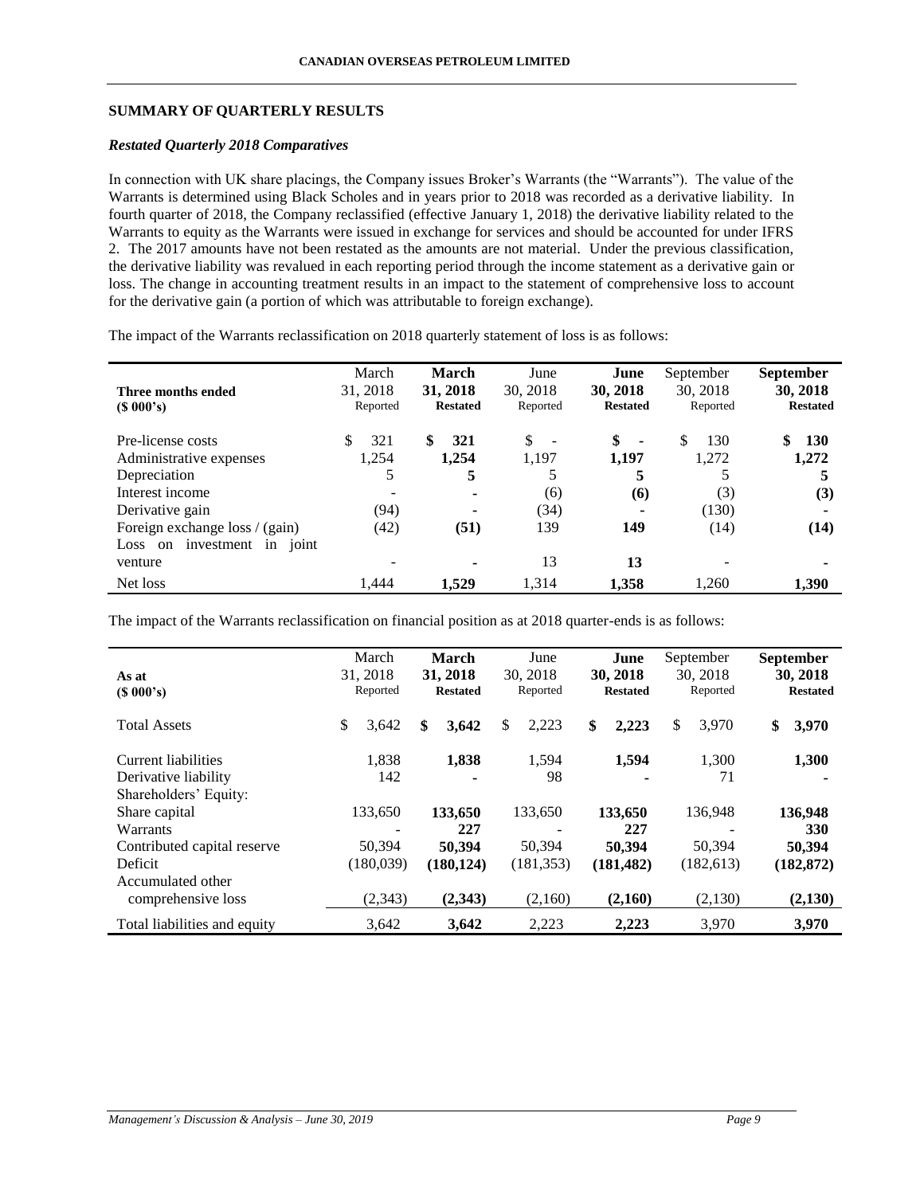## SUMMARY OF QUARTERLY RESULTS

### *Restated Quarterly 2018 Comparatives*

In connection with UK share placings, the Company issues Broker's Warrants (the "Warrants"). The value of the Warrants is determined using Black Scholes and in years prior to 2018 was recorded as a derivative liability. In fourth quarter of 2018, the Company reclassified (effective January 1, 2018) the derivative liability related to the Warrants to equity as the Warrants were issued in exchange for services and should be accounted for under IFRS 2. The 2017 amounts have not been restated as the amounts are not material. Under the previous classification, the derivative liability was revalued in each reporting period through the income statement as a derivative gain or loss. The change in accounting treatment results in an impact to the statement of comprehensive loss to account for the derivative gain (a portion of which was attributable to foreign exchange).

The impact of the Warrants reclassification on 2018 quarterly statement of loss is as follows:

| Three months ended<br>($ 000's) | March 31, 2018 Reported | **March 31, 2018 Restated** | June 30, 2018 Reported | **June 30, 2018 Restated** | September 30, 2018 Reported | **September 30, 2018 Restated** |
|---|---|---|---|---|---|---|
| Pre-license costs | $ 321 | **$ 321** | $ - | **$ -** | $ 130 | **$ 130** |
| Administrative expenses | 1,254 | **1,254** | 1,197 | **1,197** | 1,272 | **1,272** |
| Depreciation | 5 | **5** | 5 | **5** | 5 | **5** |
| Interest income | - | **-** | (6) | **(6)** | (3) | **(3)** |
| Derivative gain | (94) | **-** | (34) | **-** | (130) | **-** |
| Foreign exchange loss / (gain) | (42) | **(51)** | 139 | **149** | (14) | **(14)** |
| Loss on investment in joint venture | - | **-** | 13 | **13** | - | **-** |
| Net loss | 1,444 | **1,529** | 1,314 | **1,358** | 1,260 | **1,390** |

The impact of the Warrants reclassification on financial position as at 2018 quarter-ends is as follows:

| As at<br>($ 000's) | March 31, 2018 Reported | **March 31, 2018 Restated** | June 30, 2018 Reported | **June 30, 2018 Restated** | September 30, 2018 Reported | **September 30, 2018 Restated** |
|---|---|---|---|---|---|---|
| Total Assets | $ 3,642 | **$ 3,642** | $ 2,223 | **$ 2,223** | $ 3,970 | **$ 3,970** |
| Current liabilities | 1,838 | **1,838** | 1,594 | **1,594** | 1,300 | **1,300** |
| Derivative liability | 142 | **-** | 98 | **-** | 71 | **-** |
| Shareholders' Equity: | | | | | | |
| Share capital | 133,650 | **133,650** | 133,650 | **133,650** | 136,948 | **136,948** |
| Warrants | - | **227** | - | **227** | - | **330** |
| Contributed capital reserve | 50,394 | **50,394** | 50,394 | **50,394** | 50,394 | **50,394** |
| Deficit | (180,039) | **(180,124)** | (181,353) | **(181,482)** | (182,613) | **(182,872)** |
| Accumulated other comprehensive loss | (2,343) | **(2,343)** | (2,160) | **(2,160)** | (2,130) | **(2,130)** |
| Total liabilities and equity | 3,642 | **3,642** | 2,223 | **2,223** | 3,970 | **3,970** |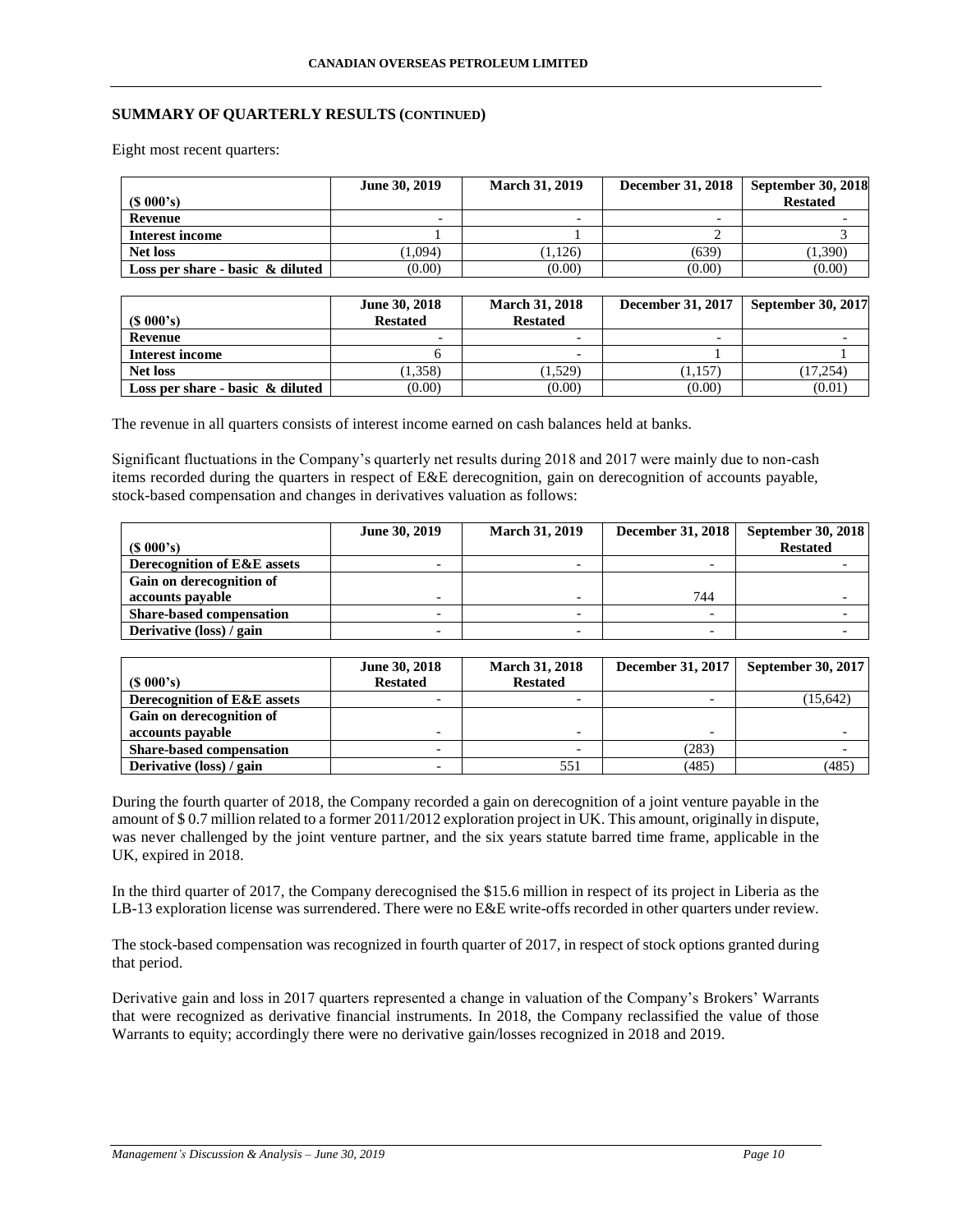## SUMMARY OF QUARTERLY RESULTS (CONTINUED)

Eight most recent quarters:

| ($ 000's) | June 30, 2019 | March 31, 2019 | December 31, 2018 | September 30, 2018 Restated |
|---|---|---|---|---|
| **Revenue** | - | - | - | - |
| **Interest income** | 1 | 1 | 2 | 3 |
| **Net loss** | (1,094) | (1,126) | (639) | (1,390) |
| **Loss per share - basic & diluted** | (0.00) | (0.00) | (0.00) | (0.00) |

| ($ 000's) | June 30, 2018 Restated | March 31, 2018 Restated | December 31, 2017 | September 30, 2017 |
|---|---|---|---|---|
| **Revenue** | - | - | - | - |
| **Interest income** | 6 | - | 1 | 1 |
| **Net loss** | (1,358) | (1,529) | (1,157) | (17,254) |
| **Loss per share - basic & diluted** | (0.00) | (0.00) | (0.00) | (0.01) |

The revenue in all quarters consists of interest income earned on cash balances held at banks.

Significant fluctuations in the Company's quarterly net results during 2018 and 2017 were mainly due to non-cash items recorded during the quarters in respect of E&E derecognition, gain on derecognition of accounts payable, stock-based compensation and changes in derivatives valuation as follows:

| ($ 000's) | June 30, 2019 | March 31, 2019 | December 31, 2018 | September 30, 2018 Restated |
|---|---|---|---|---|
| **Derecognition of E&E assets** | - | - | - | - |
| **Gain on derecognition of accounts payable** | - | - | 744 | - |
| **Share-based compensation** | - | - | - | - |
| **Derivative (loss) / gain** | - | - | - | - |

| ($ 000's) | June 30, 2018 Restated | March 31, 2018 Restated | December 31, 2017 | September 30, 2017 |
|---|---|---|---|---|
| **Derecognition of E&E assets** | - | - | - | (15,642) |
| **Gain on derecognition of accounts payable** | - | - | - | - |
| **Share-based compensation** | - | - | (283) | - |
| **Derivative (loss) / gain** | - | 551 | (485) | (485) |

During the fourth quarter of 2018, the Company recorded a gain on derecognition of a joint venture payable in the amount of $ 0.7 million related to a former 2011/2012 exploration project in UK. This amount, originally in dispute, was never challenged by the joint venture partner, and the six years statute barred time frame, applicable in the UK, expired in 2018.

In the third quarter of 2017, the Company derecognised the $15.6 million in respect of its project in Liberia as the LB-13 exploration license was surrendered. There were no E&E write-offs recorded in other quarters under review.

The stock-based compensation was recognized in fourth quarter of 2017, in respect of stock options granted during that period.

Derivative gain and loss in 2017 quarters represented a change in valuation of the Company's Brokers' Warrants that were recognized as derivative financial instruments. In 2018, the Company reclassified the value of those Warrants to equity; accordingly there were no derivative gain/losses recognized in 2018 and 2019.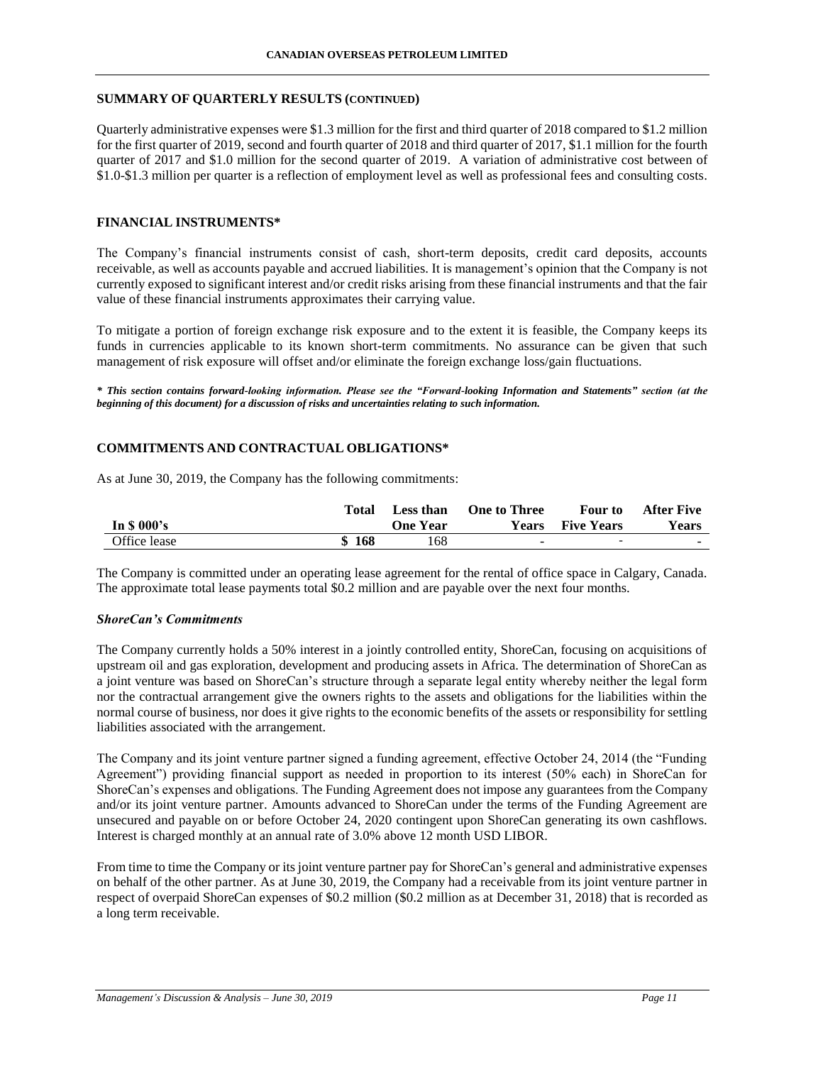## SUMMARY OF QUARTERLY RESULTS (CONTINUED)

Quarterly administrative expenses were $1.3 million for the first and third quarter of 2018 compared to $1.2 million for the first quarter of 2019, second and fourth quarter of 2018 and third quarter of 2017, $1.1 million for the fourth quarter of 2017 and $1.0 million for the second quarter of 2019. A variation of administrative cost between of $1.0-$1.3 million per quarter is a reflection of employment level as well as professional fees and consulting costs.

## FINANCIAL INSTRUMENTS*

The Company's financial instruments consist of cash, short-term deposits, credit card deposits, accounts receivable, as well as accounts payable and accrued liabilities. It is management's opinion that the Company is not currently exposed to significant interest and/or credit risks arising from these financial instruments and that the fair value of these financial instruments approximates their carrying value.

To mitigate a portion of foreign exchange risk exposure and to the extent it is feasible, the Company keeps its funds in currencies applicable to its known short-term commitments. No assurance can be given that such management of risk exposure will offset and/or eliminate the foreign exchange loss/gain fluctuations.

***\* This section contains forward-looking information. Please see the "Forward-looking Information and Statements" section (at the beginning of this document) for a discussion of risks and uncertainties relating to such information.***

## COMMITMENTS AND CONTRACTUAL OBLIGATIONS*

As at June 30, 2019, the Company has the following commitments:

| In $ 000's | Total | Less than One Year | One to Three Years | Four to Five Years | After Five Years |
|---|---|---|---|---|---|
| Office lease | $ 168 | 168 | - | - | - |

The Company is committed under an operating lease agreement for the rental of office space in Calgary, Canada. The approximate total lease payments total $0.2 million and are payable over the next four months.

### *ShoreCan's Commitments*

The Company currently holds a 50% interest in a jointly controlled entity, ShoreCan, focusing on acquisitions of upstream oil and gas exploration, development and producing assets in Africa. The determination of ShoreCan as a joint venture was based on ShoreCan's structure through a separate legal entity whereby neither the legal form nor the contractual arrangement give the owners rights to the assets and obligations for the liabilities within the normal course of business, nor does it give rights to the economic benefits of the assets or responsibility for settling liabilities associated with the arrangement.

The Company and its joint venture partner signed a funding agreement, effective October 24, 2014 (the "Funding Agreement") providing financial support as needed in proportion to its interest (50% each) in ShoreCan for ShoreCan's expenses and obligations. The Funding Agreement does not impose any guarantees from the Company and/or its joint venture partner. Amounts advanced to ShoreCan under the terms of the Funding Agreement are unsecured and payable on or before October 24, 2020 contingent upon ShoreCan generating its own cashflows. Interest is charged monthly at an annual rate of 3.0% above 12 month USD LIBOR.

From time to time the Company or its joint venture partner pay for ShoreCan's general and administrative expenses on behalf of the other partner. As at June 30, 2019, the Company had a receivable from its joint venture partner in respect of overpaid ShoreCan expenses of $0.2 million ($0.2 million as at December 31, 2018) that is recorded as a long term receivable.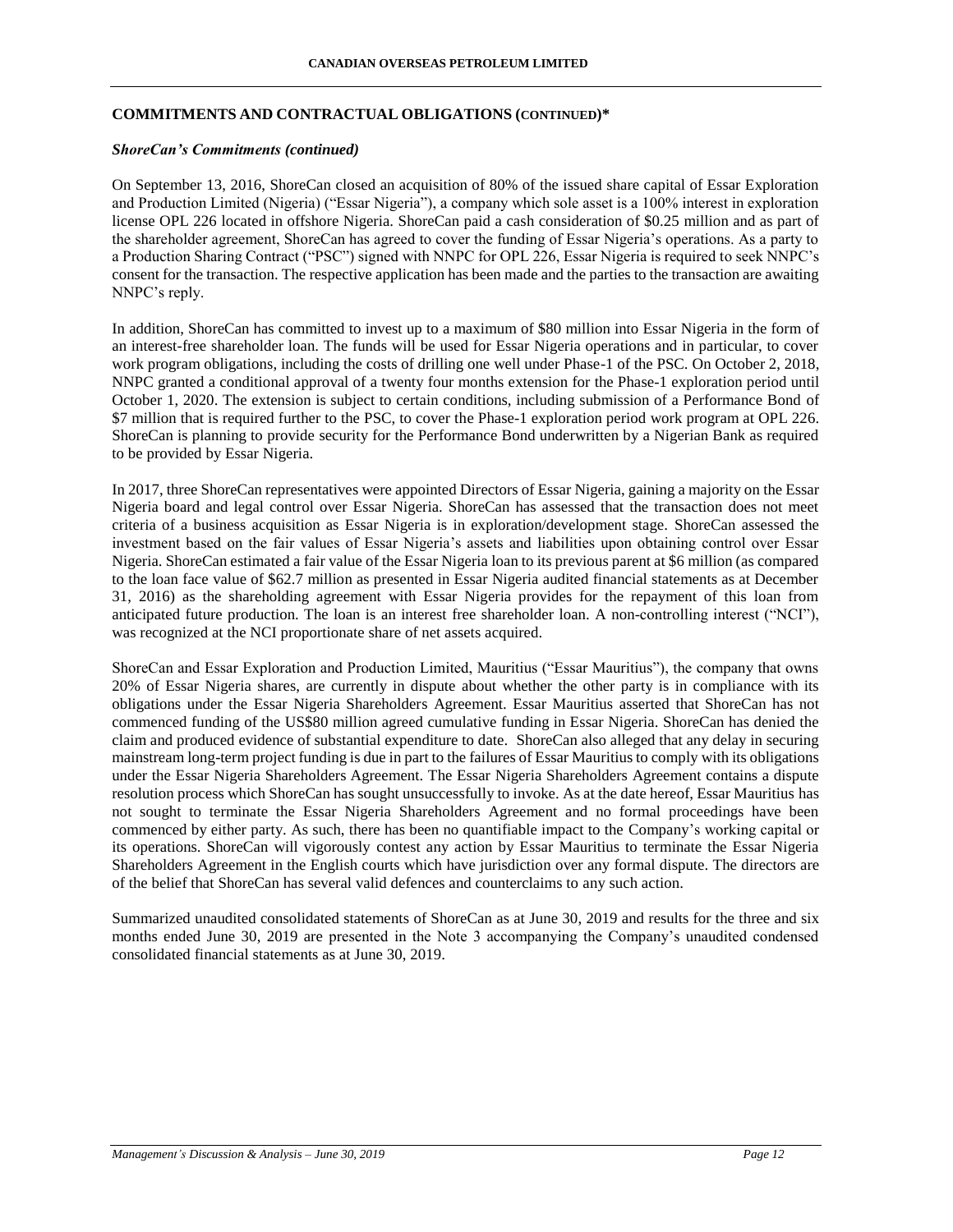## COMMITMENTS AND CONTRACTUAL OBLIGATIONS (CONTINUED)*

### *ShoreCan's Commitments (continued)*

On September 13, 2016, ShoreCan closed an acquisition of 80% of the issued share capital of Essar Exploration and Production Limited (Nigeria) ("Essar Nigeria"), a company which sole asset is a 100% interest in exploration license OPL 226 located in offshore Nigeria. ShoreCan paid a cash consideration of $0.25 million and as part of the shareholder agreement, ShoreCan has agreed to cover the funding of Essar Nigeria's operations. As a party to a Production Sharing Contract ("PSC") signed with NNPC for OPL 226, Essar Nigeria is required to seek NNPC's consent for the transaction. The respective application has been made and the parties to the transaction are awaiting NNPC's reply.

In addition, ShoreCan has committed to invest up to a maximum of $80 million into Essar Nigeria in the form of an interest-free shareholder loan. The funds will be used for Essar Nigeria operations and in particular, to cover work program obligations, including the costs of drilling one well under Phase-1 of the PSC. On October 2, 2018, NNPC granted a conditional approval of a twenty four months extension for the Phase-1 exploration period until October 1, 2020. The extension is subject to certain conditions, including submission of a Performance Bond of $7 million that is required further to the PSC, to cover the Phase-1 exploration period work program at OPL 226. ShoreCan is planning to provide security for the Performance Bond underwritten by a Nigerian Bank as required to be provided by Essar Nigeria.

In 2017, three ShoreCan representatives were appointed Directors of Essar Nigeria, gaining a majority on the Essar Nigeria board and legal control over Essar Nigeria. ShoreCan has assessed that the transaction does not meet criteria of a business acquisition as Essar Nigeria is in exploration/development stage. ShoreCan assessed the investment based on the fair values of Essar Nigeria's assets and liabilities upon obtaining control over Essar Nigeria. ShoreCan estimated a fair value of the Essar Nigeria loan to its previous parent at $6 million (as compared to the loan face value of $62.7 million as presented in Essar Nigeria audited financial statements as at December 31, 2016) as the shareholding agreement with Essar Nigeria provides for the repayment of this loan from anticipated future production. The loan is an interest free shareholder loan. A non-controlling interest ("NCI"), was recognized at the NCI proportionate share of net assets acquired.

ShoreCan and Essar Exploration and Production Limited, Mauritius ("Essar Mauritius"), the company that owns 20% of Essar Nigeria shares, are currently in dispute about whether the other party is in compliance with its obligations under the Essar Nigeria Shareholders Agreement. Essar Mauritius asserted that ShoreCan has not commenced funding of the US$80 million agreed cumulative funding in Essar Nigeria. ShoreCan has denied the claim and produced evidence of substantial expenditure to date. ShoreCan also alleged that any delay in securing mainstream long-term project funding is due in part to the failures of Essar Mauritius to comply with its obligations under the Essar Nigeria Shareholders Agreement. The Essar Nigeria Shareholders Agreement contains a dispute resolution process which ShoreCan has sought unsuccessfully to invoke. As at the date hereof, Essar Mauritius has not sought to terminate the Essar Nigeria Shareholders Agreement and no formal proceedings have been commenced by either party. As such, there has been no quantifiable impact to the Company's working capital or its operations. ShoreCan will vigorously contest any action by Essar Mauritius to terminate the Essar Nigeria Shareholders Agreement in the English courts which have jurisdiction over any formal dispute. The directors are of the belief that ShoreCan has several valid defences and counterclaims to any such action.

Summarized unaudited consolidated statements of ShoreCan as at June 30, 2019 and results for the three and six months ended June 30, 2019 are presented in the Note 3 accompanying the Company's unaudited condensed consolidated financial statements as at June 30, 2019.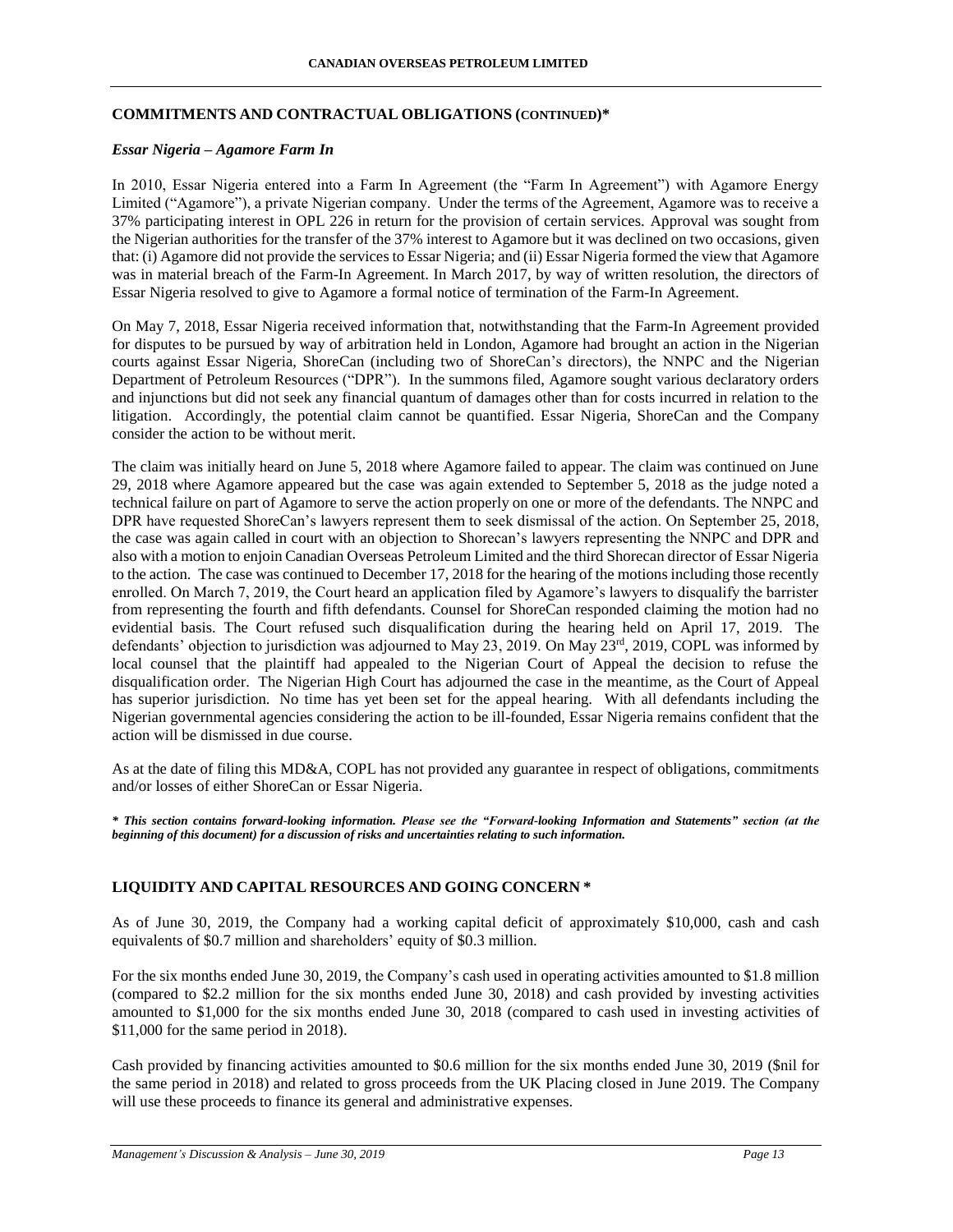## COMMITMENTS AND CONTRACTUAL OBLIGATIONS (CONTINUED)*

### *Essar Nigeria – Agamore Farm In*

In 2010, Essar Nigeria entered into a Farm In Agreement (the "Farm In Agreement") with Agamore Energy Limited ("Agamore"), a private Nigerian company. Under the terms of the Agreement, Agamore was to receive a 37% participating interest in OPL 226 in return for the provision of certain services. Approval was sought from the Nigerian authorities for the transfer of the 37% interest to Agamore but it was declined on two occasions, given that: (i) Agamore did not provide the services to Essar Nigeria; and (ii) Essar Nigeria formed the view that Agamore was in material breach of the Farm-In Agreement. In March 2017, by way of written resolution, the directors of Essar Nigeria resolved to give to Agamore a formal notice of termination of the Farm-In Agreement.

On May 7, 2018, Essar Nigeria received information that, notwithstanding that the Farm-In Agreement provided for disputes to be pursued by way of arbitration held in London, Agamore had brought an action in the Nigerian courts against Essar Nigeria, ShoreCan (including two of ShoreCan's directors), the NNPC and the Nigerian Department of Petroleum Resources ("DPR"). In the summons filed, Agamore sought various declaratory orders and injunctions but did not seek any financial quantum of damages other than for costs incurred in relation to the litigation. Accordingly, the potential claim cannot be quantified. Essar Nigeria, ShoreCan and the Company consider the action to be without merit.

The claim was initially heard on June 5, 2018 where Agamore failed to appear. The claim was continued on June 29, 2018 where Agamore appeared but the case was again extended to September 5, 2018 as the judge noted a technical failure on part of Agamore to serve the action properly on one or more of the defendants. The NNPC and DPR have requested ShoreCan's lawyers represent them to seek dismissal of the action. On September 25, 2018, the case was again called in court with an objection to Shorecan's lawyers representing the NNPC and DPR and also with a motion to enjoin Canadian Overseas Petroleum Limited and the third Shorecan director of Essar Nigeria to the action. The case was continued to December 17, 2018 for the hearing of the motions including those recently enrolled. On March 7, 2019, the Court heard an application filed by Agamore's lawyers to disqualify the barrister from representing the fourth and fifth defendants. Counsel for ShoreCan responded claiming the motion had no evidential basis. The Court refused such disqualification during the hearing held on April 17, 2019. The defendants' objection to jurisdiction was adjourned to May 23, 2019. On May 23rd, 2019, COPL was informed by local counsel that the plaintiff had appealed to the Nigerian Court of Appeal the decision to refuse the disqualification order. The Nigerian High Court has adjourned the case in the meantime, as the Court of Appeal has superior jurisdiction. No time has yet been set for the appeal hearing. With all defendants including the Nigerian governmental agencies considering the action to be ill-founded, Essar Nigeria remains confident that the action will be dismissed in due course.

As at the date of filing this MD&A, COPL has not provided any guarantee in respect of obligations, commitments and/or losses of either ShoreCan or Essar Nigeria.

***\* This section contains forward-looking information. Please see the "Forward-looking Information and Statements" section (at the beginning of this document) for a discussion of risks and uncertainties relating to such information.***

## LIQUIDITY AND CAPITAL RESOURCES AND GOING CONCERN *

As of June 30, 2019, the Company had a working capital deficit of approximately $10,000, cash and cash equivalents of $0.7 million and shareholders' equity of $0.3 million.

For the six months ended June 30, 2019, the Company's cash used in operating activities amounted to $1.8 million (compared to $2.2 million for the six months ended June 30, 2018) and cash provided by investing activities amounted to $1,000 for the six months ended June 30, 2018 (compared to cash used in investing activities of $11,000 for the same period in 2018).

Cash provided by financing activities amounted to $0.6 million for the six months ended June 30, 2019 ($nil for the same period in 2018) and related to gross proceeds from the UK Placing closed in June 2019. The Company will use these proceeds to finance its general and administrative expenses.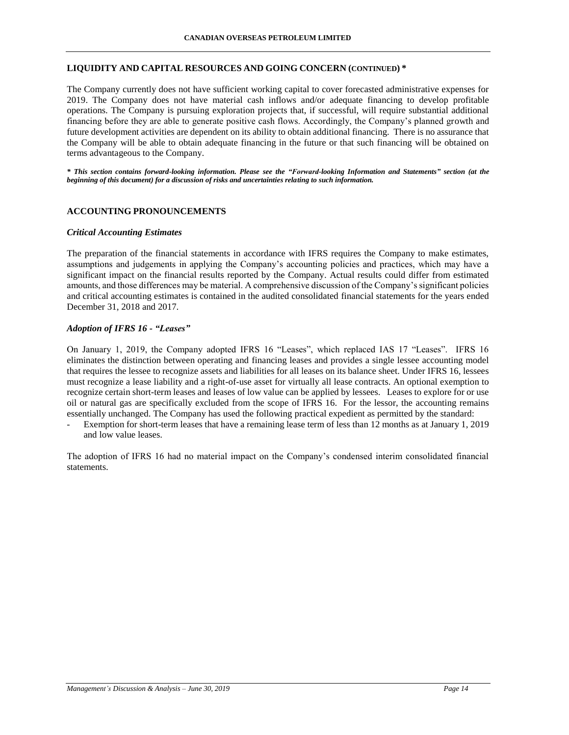## LIQUIDITY AND CAPITAL RESOURCES AND GOING CONCERN (CONTINUED) *

The Company currently does not have sufficient working capital to cover forecasted administrative expenses for 2019. The Company does not have material cash inflows and/or adequate financing to develop profitable operations. The Company is pursuing exploration projects that, if successful, will require substantial additional financing before they are able to generate positive cash flows. Accordingly, the Company's planned growth and future development activities are dependent on its ability to obtain additional financing. There is no assurance that the Company will be able to obtain adequate financing in the future or that such financing will be obtained on terms advantageous to the Company.

***** *This section contains forward-looking information. Please see the "Forward-looking Information and Statements" section (at the beginning of this document) for a discussion of risks and uncertainties relating to such information.***

## ACCOUNTING PRONOUNCEMENTS

### *Critical Accounting Estimates*

The preparation of the financial statements in accordance with IFRS requires the Company to make estimates, assumptions and judgements in applying the Company's accounting policies and practices, which may have a significant impact on the financial results reported by the Company. Actual results could differ from estimated amounts, and those differences may be material. A comprehensive discussion of the Company's significant policies and critical accounting estimates is contained in the audited consolidated financial statements for the years ended December 31, 2018 and 2017.

### *Adoption of IFRS 16 - "Leases"*

On January 1, 2019, the Company adopted IFRS 16 "Leases", which replaced IAS 17 "Leases". IFRS 16 eliminates the distinction between operating and financing leases and provides a single lessee accounting model that requires the lessee to recognize assets and liabilities for all leases on its balance sheet. Under IFRS 16, lessees must recognize a lease liability and a right-of-use asset for virtually all lease contracts. An optional exemption to recognize certain short-term leases and leases of low value can be applied by lessees. Leases to explore for or use oil or natural gas are specifically excluded from the scope of IFRS 16. For the lessor, the accounting remains essentially unchanged. The Company has used the following practical expedient as permitted by the standard:

- Exemption for short-term leases that have a remaining lease term of less than 12 months as at January 1, 2019 and low value leases.

The adoption of IFRS 16 had no material impact on the Company's condensed interim consolidated financial statements.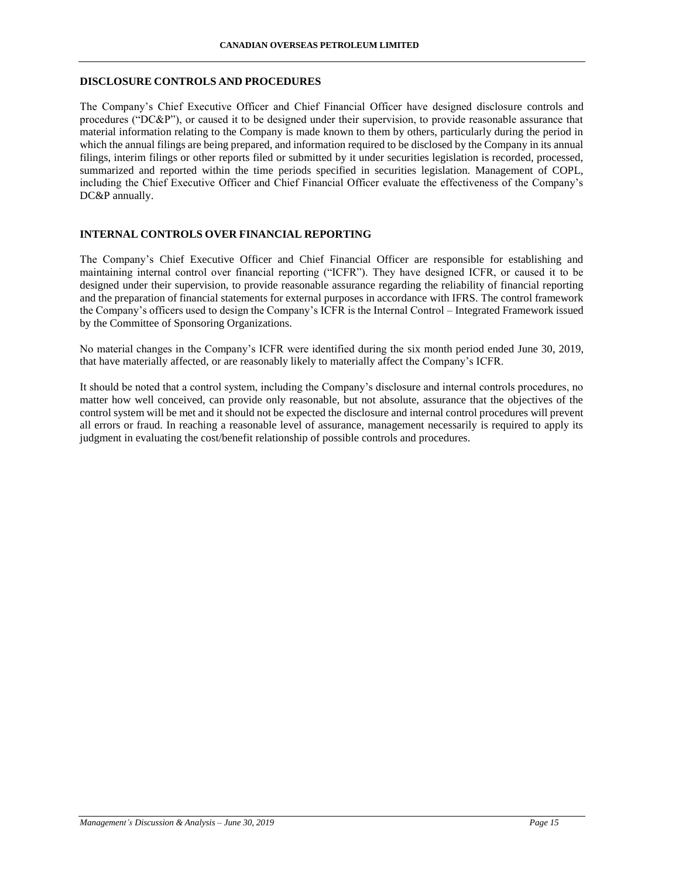## DISCLOSURE CONTROLS AND PROCEDURES

The Company's Chief Executive Officer and Chief Financial Officer have designed disclosure controls and procedures ("DC&P"), or caused it to be designed under their supervision, to provide reasonable assurance that material information relating to the Company is made known to them by others, particularly during the period in which the annual filings are being prepared, and information required to be disclosed by the Company in its annual filings, interim filings or other reports filed or submitted by it under securities legislation is recorded, processed, summarized and reported within the time periods specified in securities legislation. Management of COPL, including the Chief Executive Officer and Chief Financial Officer evaluate the effectiveness of the Company's DC&P annually.

## INTERNAL CONTROLS OVER FINANCIAL REPORTING

The Company's Chief Executive Officer and Chief Financial Officer are responsible for establishing and maintaining internal control over financial reporting ("ICFR"). They have designed ICFR, or caused it to be designed under their supervision, to provide reasonable assurance regarding the reliability of financial reporting and the preparation of financial statements for external purposes in accordance with IFRS. The control framework the Company's officers used to design the Company's ICFR is the Internal Control – Integrated Framework issued by the Committee of Sponsoring Organizations.

No material changes in the Company's ICFR were identified during the six month period ended June 30, 2019, that have materially affected, or are reasonably likely to materially affect the Company's ICFR.

It should be noted that a control system, including the Company's disclosure and internal controls procedures, no matter how well conceived, can provide only reasonable, but not absolute, assurance that the objectives of the control system will be met and it should not be expected the disclosure and internal control procedures will prevent all errors or fraud. In reaching a reasonable level of assurance, management necessarily is required to apply its judgment in evaluating the cost/benefit relationship of possible controls and procedures.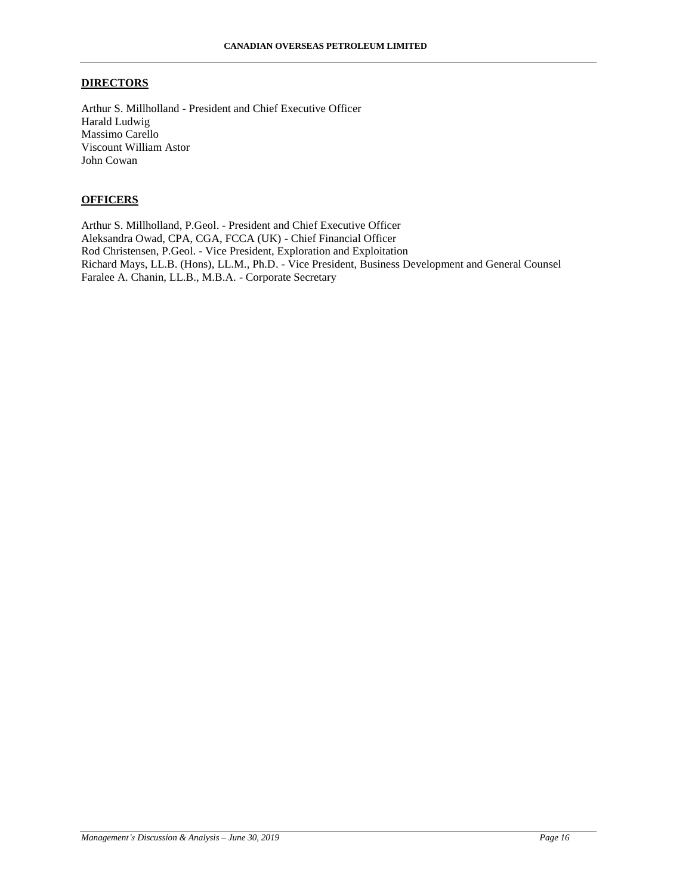## DIRECTORS

Arthur S. Millholland - President and Chief Executive Officer
Harald Ludwig
Massimo Carello
Viscount William Astor
John Cowan

## OFFICERS

Arthur S. Millholland, P.Geol. - President and Chief Executive Officer
Aleksandra Owad, CPA, CGA, FCCA (UK) - Chief Financial Officer
Rod Christensen, P.Geol. - Vice President, Exploration and Exploitation
Richard Mays, LL.B. (Hons), LL.M., Ph.D. - Vice President, Business Development and General Counsel
Faralee A. Chanin, LL.B., M.B.A. - Corporate Secretary